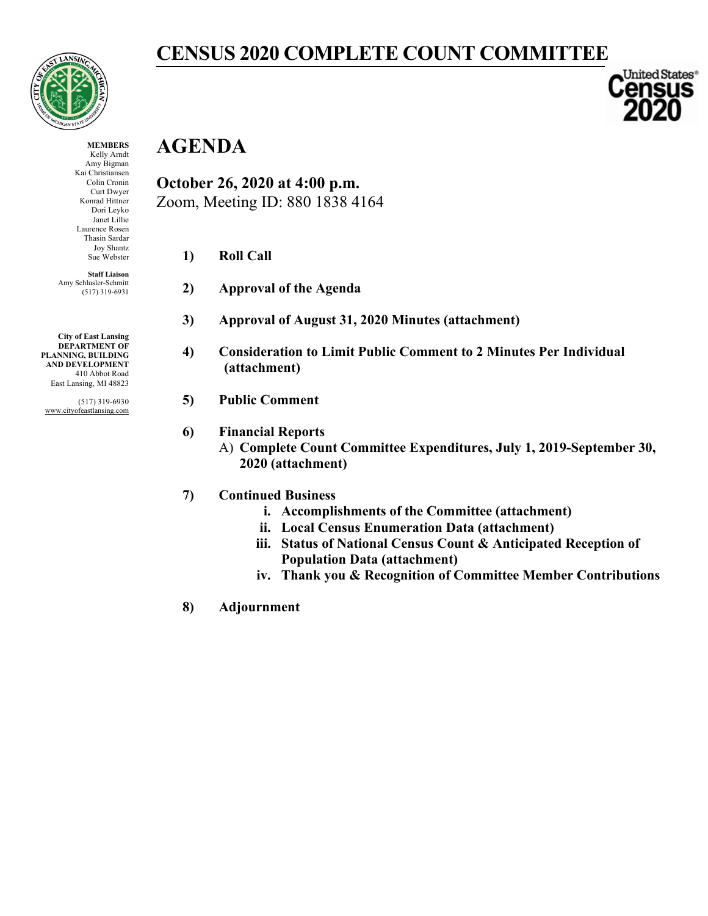# CENSUS 2020 COMPLETE COUNT COMMITTEE

**MEMBERS**
Kelly Arndt
Amy Bigman
Kai Christiansen
Colin Cronin
Curt Dwyer
Konrad Hittner
Dori Leyko
Janet Lillie
Laurence Rosen
Thasin Sardar
Joy Shantz
Sue Webster

**Staff Liaison**
Amy Schlusler-Schmitt
(517) 319-6931

**City of East Lansing**
**DEPARTMENT OF PLANNING, BUILDING AND DEVELOPMENT**
410 Abbot Road
East Lansing, MI 48823

(517) 319-6930
www.cityofeastlansing.com

## AGENDA

**October 26, 2020 at 4:00 p.m.**
Zoom, Meeting ID: 880 1838 4164

1) **Roll Call**

2) **Approval of the Agenda**

3) **Approval of August 31, 2020 Minutes (attachment)**

4) **Consideration to Limit Public Comment to 2 Minutes Per Individual (attachment)**

5) **Public Comment**

6) **Financial Reports**
   A) **Complete Count Committee Expenditures, July 1, 2019-September 30, 2020 (attachment)**

7) **Continued Business**
   i. **Accomplishments of the Committee (attachment)**
   ii. **Local Census Enumeration Data (attachment)**
   iii. **Status of National Census Count & Anticipated Reception of Population Data (attachment)**
   iv. **Thank you & Recognition of Committee Member Contributions**

8) **Adjournment**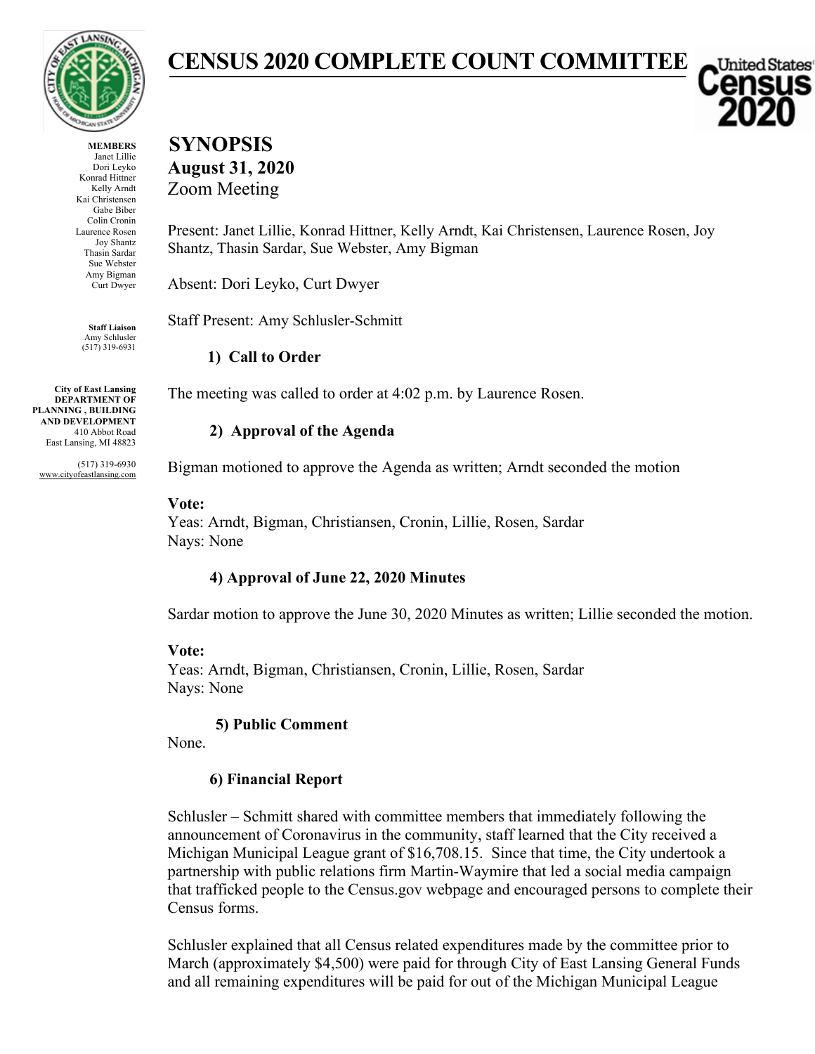# CENSUS 2020 COMPLETE COUNT COMMITTEE

**MEMBERS**
Janet Lillie
Dori Leyko
Konrad Hittner
Kelly Arndt
Kai Christensen
Gabe Biber
Colin Cronin
Laurence Rosen
Joy Shantz
Thasin Sardar
Sue Webster
Amy Bigman
Curt Dwyer

**Staff Liaison**
Amy Schlusler
(517) 319-6931

**City of East Lansing**
**DEPARTMENT OF PLANNING , BUILDING AND DEVELOPMENT**
410 Abbot Road
East Lansing, MI 48823

(517) 319-6930
www.cityofeastlansing.com

## SYNOPSIS

**August 31, 2020**
Zoom Meeting

Present: Janet Lillie, Konrad Hittner, Kelly Arndt, Kai Christensen, Laurence Rosen, Joy Shantz, Thasin Sardar, Sue Webster, Amy Bigman

Absent: Dori Leyko, Curt Dwyer

Staff Present: Amy Schlusler-Schmitt

### 1) Call to Order

The meeting was called to order at 4:02 p.m. by Laurence Rosen.

### 2) Approval of the Agenda

Bigman motioned to approve the Agenda as written; Arndt seconded the motion

**Vote:**
Yeas: Arndt, Bigman, Christiansen, Cronin, Lillie, Rosen, Sardar
Nays: None

### 4) Approval of June 22, 2020 Minutes

Sardar motion to approve the June 30, 2020 Minutes as written; Lillie seconded the motion.

**Vote:**
Yeas: Arndt, Bigman, Christiansen, Cronin, Lillie, Rosen, Sardar
Nays: None

### 5) Public Comment

None.

### 6) Financial Report

Schlusler – Schmitt shared with committee members that immediately following the announcement of Coronavirus in the community, staff learned that the City received a Michigan Municipal League grant of $16,708.15. Since that time, the City undertook a partnership with public relations firm Martin-Waymire that led a social media campaign that trafficked people to the Census.gov webpage and encouraged persons to complete their Census forms.

Schlusler explained that all Census related expenditures made by the committee prior to March (approximately $4,500) were paid for through City of East Lansing General Funds and all remaining expenditures will be paid for out of the Michigan Municipal League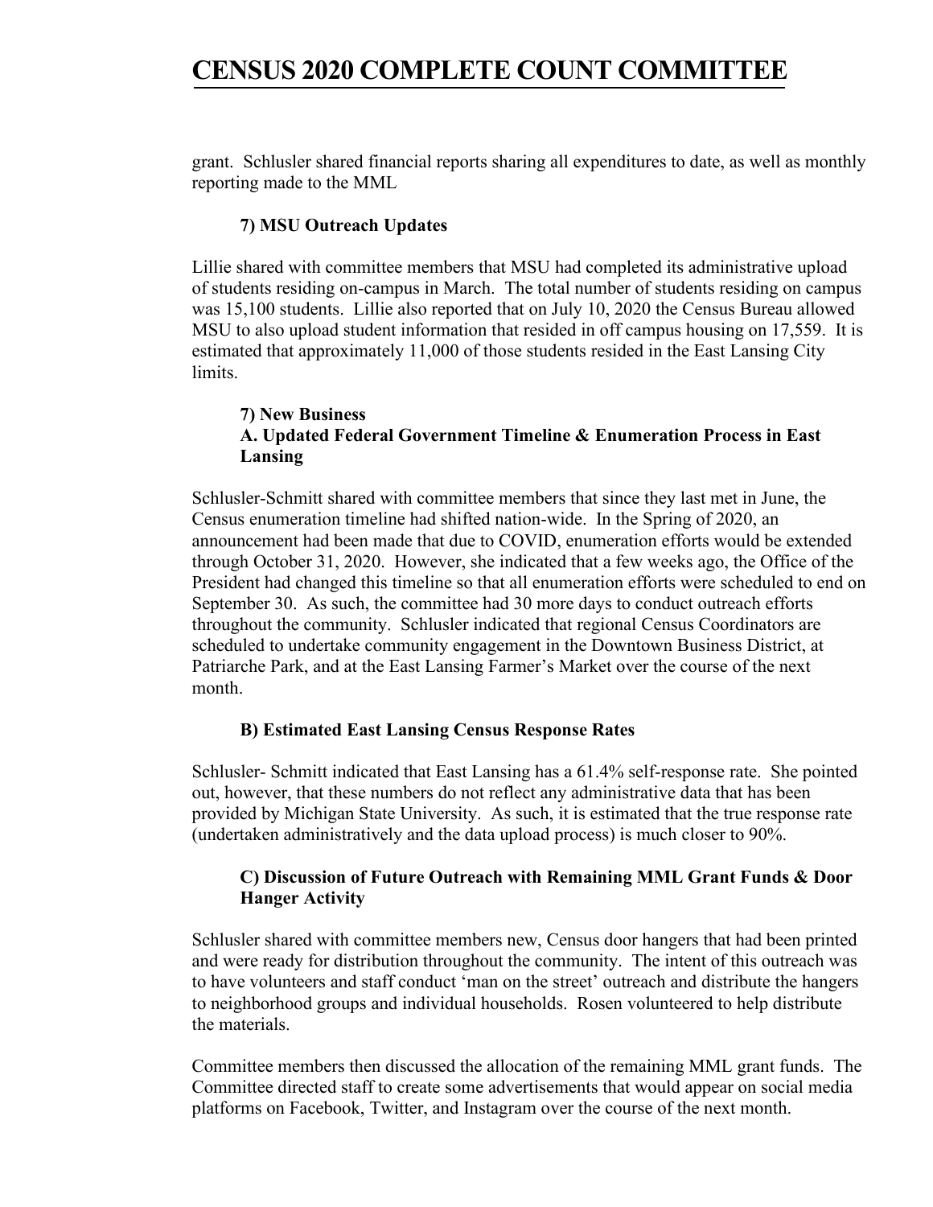grant. Schlusler shared financial reports sharing all expenditures to date, as well as monthly reporting made to the MML

**7) MSU Outreach Updates**

Lillie shared with committee members that MSU had completed its administrative upload of students residing on-campus in March. The total number of students residing on campus was 15,100 students. Lillie also reported that on July 10, 2020 the Census Bureau allowed MSU to also upload student information that resided in off campus housing on 17,559. It is estimated that approximately 11,000 of those students resided in the East Lansing City limits.

**7) New Business**
**A. Updated Federal Government Timeline & Enumeration Process in East Lansing**

Schlusler-Schmitt shared with committee members that since they last met in June, the Census enumeration timeline had shifted nation-wide. In the Spring of 2020, an announcement had been made that due to COVID, enumeration efforts would be extended through October 31, 2020. However, she indicated that a few weeks ago, the Office of the President had changed this timeline so that all enumeration efforts were scheduled to end on September 30. As such, the committee had 30 more days to conduct outreach efforts throughout the community. Schlusler indicated that regional Census Coordinators are scheduled to undertake community engagement in the Downtown Business District, at Patriarche Park, and at the East Lansing Farmer's Market over the course of the next month.

**B) Estimated East Lansing Census Response Rates**

Schlusler- Schmitt indicated that East Lansing has a 61.4% self-response rate. She pointed out, however, that these numbers do not reflect any administrative data that has been provided by Michigan State University. As such, it is estimated that the true response rate (undertaken administratively and the data upload process) is much closer to 90%.

**C) Discussion of Future Outreach with Remaining MML Grant Funds & Door Hanger Activity**

Schlusler shared with committee members new, Census door hangers that had been printed and were ready for distribution throughout the community. The intent of this outreach was to have volunteers and staff conduct 'man on the street' outreach and distribute the hangers to neighborhood groups and individual households. Rosen volunteered to help distribute the materials.

Committee members then discussed the allocation of the remaining MML grant funds. The Committee directed staff to create some advertisements that would appear on social media platforms on Facebook, Twitter, and Instagram over the course of the next month.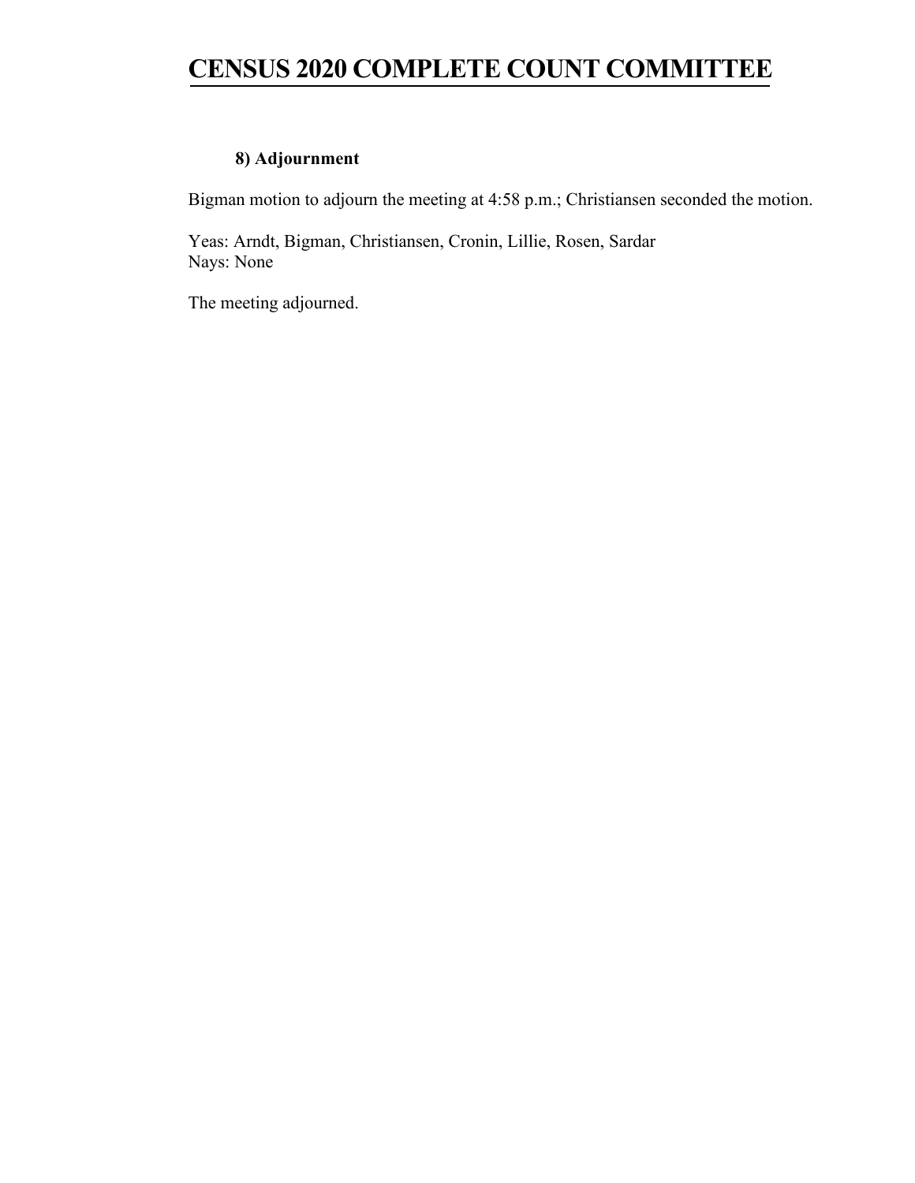**8) Adjournment**

Bigman motion to adjourn the meeting at 4:58 p.m.; Christiansen seconded the motion.

Yeas: Arndt, Bigman, Christiansen, Cronin, Lillie, Rosen, Sardar
Nays: None

The meeting adjourned.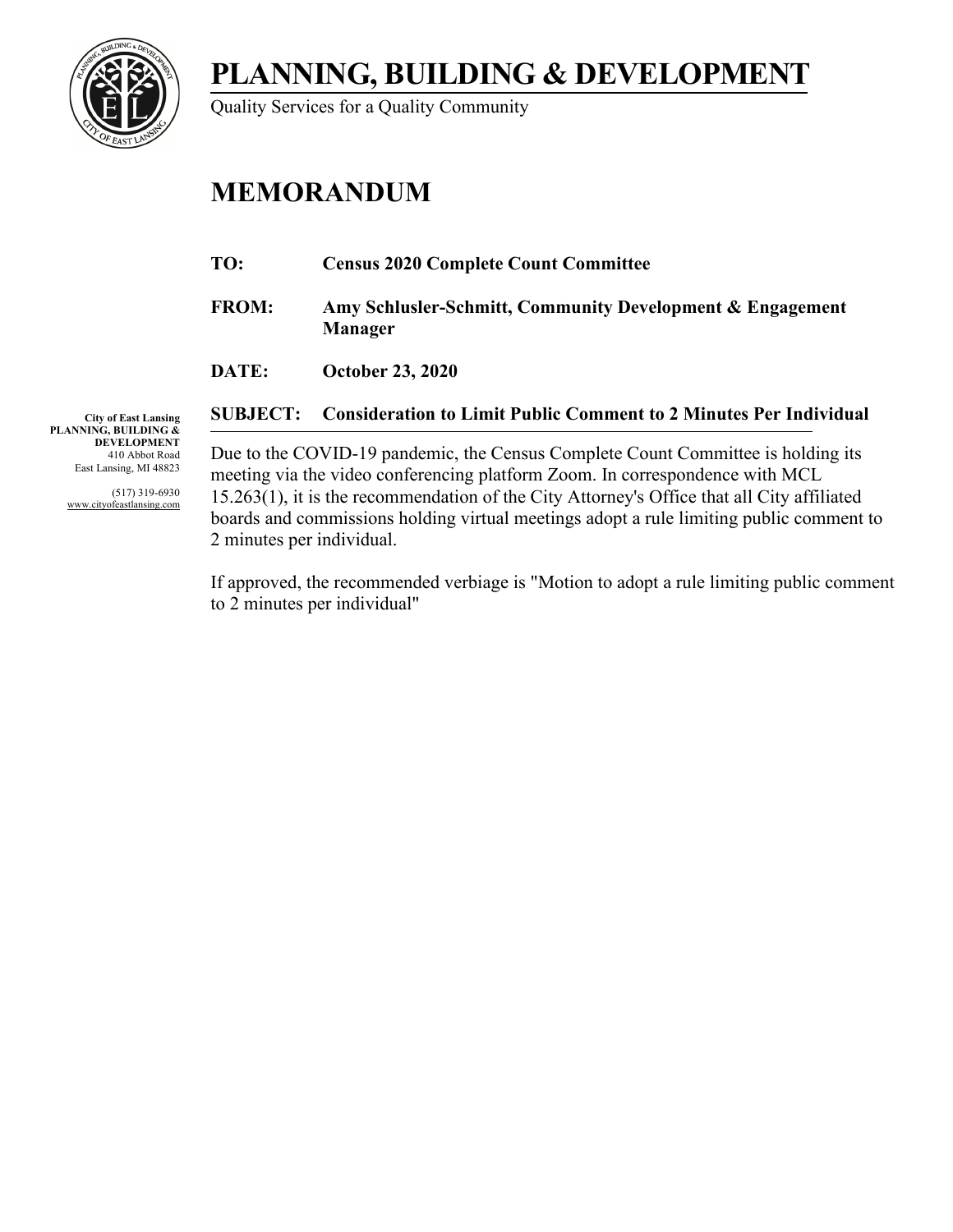# PLANNING, BUILDING & DEVELOPMENT

Quality Services for a Quality Community

## MEMORANDUM

**TO:** **Census 2020 Complete Count Committee**

**FROM:** **Amy Schlusler-Schmitt, Community Development & Engagement Manager**

**DATE:** **October 23, 2020**

**SUBJECT:** **Consideration to Limit Public Comment to 2 Minutes Per Individual**

**City of East Lansing**
**PLANNING, BUILDING & DEVELOPMENT**
410 Abbot Road
East Lansing, MI 48823

(517) 319-6930
www.cityofeastlansing.com

Due to the COVID-19 pandemic, the Census Complete Count Committee is holding its meeting via the video conferencing platform Zoom. In correspondence with MCL 15.263(1), it is the recommendation of the City Attorney's Office that all City affiliated boards and commissions holding virtual meetings adopt a rule limiting public comment to 2 minutes per individual.

If approved, the recommended verbiage is "Motion to adopt a rule limiting public comment to 2 minutes per individual"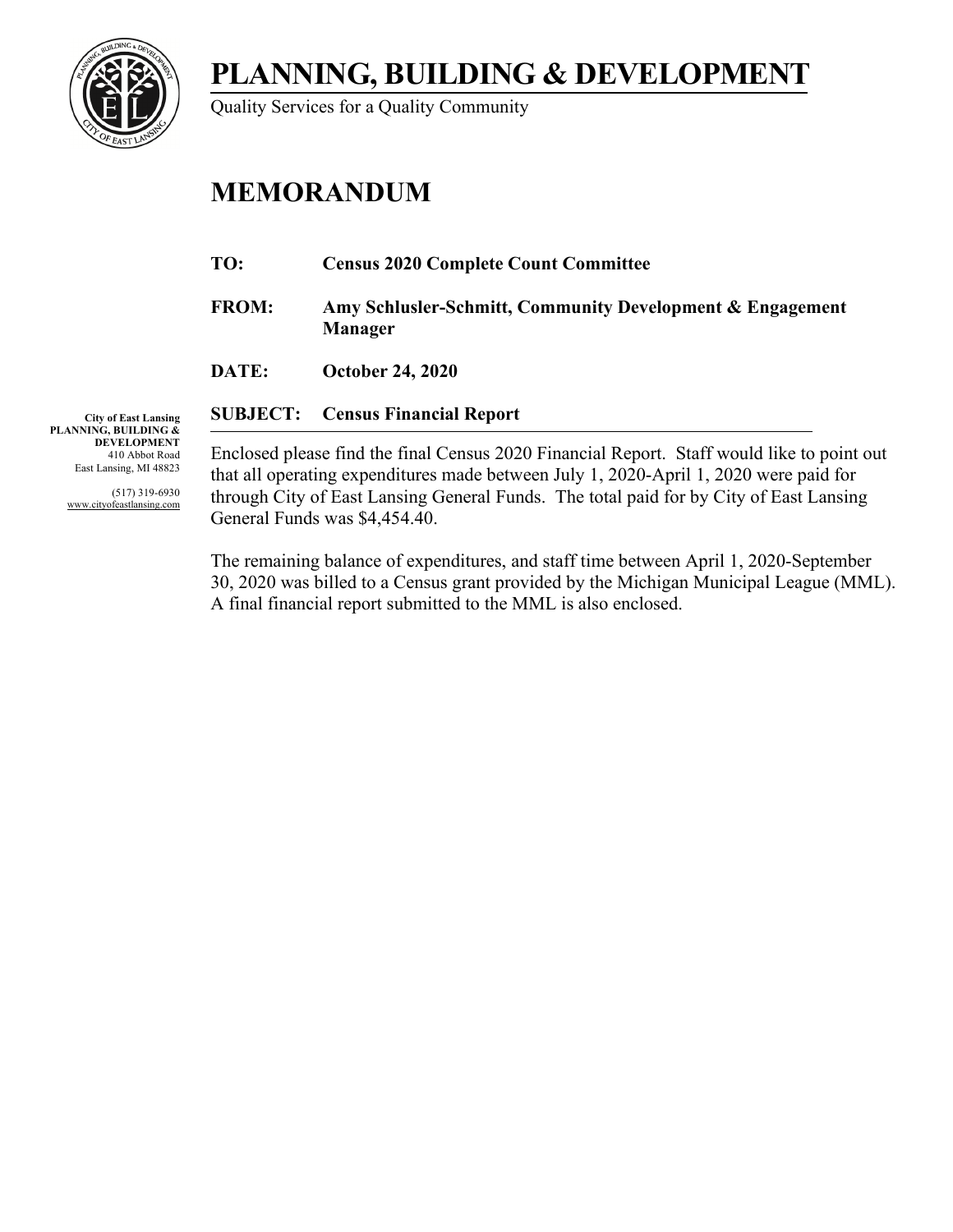# PLANNING, BUILDING & DEVELOPMENT

Quality Services for a Quality Community

## MEMORANDUM

**TO:** **Census 2020 Complete Count Committee**

**FROM:** **Amy Schlusler-Schmitt, Community Development & Engagement Manager**

**DATE:** **October 24, 2020**

**SUBJECT:** **Census Financial Report**

**City of East Lansing**
**PLANNING, BUILDING & DEVELOPMENT**
410 Abbot Road
East Lansing, MI 48823

(517) 319-6930
www.cityofeastlansing.com

Enclosed please find the final Census 2020 Financial Report. Staff would like to point out that all operating expenditures made between July 1, 2020-April 1, 2020 were paid for through City of East Lansing General Funds. The total paid for by City of East Lansing General Funds was $4,454.40.

The remaining balance of expenditures, and staff time between April 1, 2020-September 30, 2020 was billed to a Census grant provided by the Michigan Municipal League (MML). A final financial report submitted to the MML is also enclosed.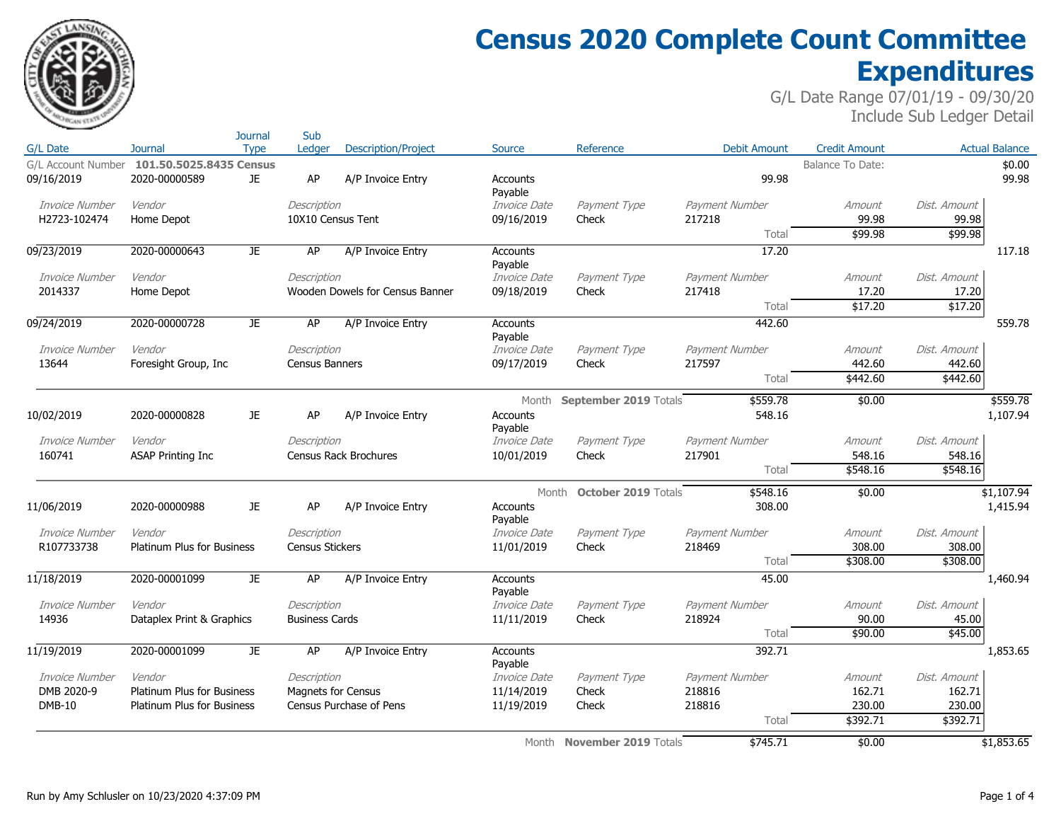# Census 2020 Complete Count Committee Expenditures

G/L Date Range 07/01/19 - 09/30/20

Include Sub Ledger Detail

| G/L Date | Journal | Journal Type | Sub Ledger | Description/Project | Source | Reference | Debit Amount | Credit Amount | Actual Balance |
|---|---|---|---|---|---|---|---|---|---|
| G/L Account Number | **101.50.5025.8435 Census** | | | | | | | Balance To Date: | $0.00 |
| 09/16/2019 | 2020-00000589 | JE | AP | A/P Invoice Entry | Accounts Payable | | 99.98 | | 99.98 |
| *Invoice Number* | *Vendor* | | *Description* | | *Invoice Date* | *Payment Type* | *Payment Number* | *Amount* | *Dist. Amount* |
| H2723-102474 | Home Depot | | 10X10 Census Tent | | 09/16/2019 | Check | 217218 | 99.98 | 99.98 |
| | | | | | | | Total | $99.98 | $99.98 |
| 09/23/2019 | 2020-00000643 | JE | AP | A/P Invoice Entry | Accounts Payable | | 17.20 | | 117.18 |
| *Invoice Number* | *Vendor* | | *Description* | | *Invoice Date* | *Payment Type* | *Payment Number* | *Amount* | *Dist. Amount* |
| 2014337 | Home Depot | | Wooden Dowels for Census Banner | | 09/18/2019 | Check | 217418 | 17.20 | 17.20 |
| | | | | | | | Total | $17.20 | $17.20 |
| 09/24/2019 | 2020-00000728 | JE | AP | A/P Invoice Entry | Accounts Payable | | 442.60 | | 559.78 |
| *Invoice Number* | *Vendor* | | *Description* | | *Invoice Date* | *Payment Type* | *Payment Number* | *Amount* | *Dist. Amount* |
| 13644 | Foresight Group, Inc | | Census Banners | | 09/17/2019 | Check | 217597 | 442.60 | 442.60 |
| | | | | | | | Total | $442.60 | $442.60 |
| | | | | | Month | **September 2019** Totals | $559.78 | $0.00 | $559.78 |
| 10/02/2019 | 2020-00000828 | JE | AP | A/P Invoice Entry | Accounts Payable | | 548.16 | | 1,107.94 |
| *Invoice Number* | *Vendor* | | *Description* | | *Invoice Date* | *Payment Type* | *Payment Number* | *Amount* | *Dist. Amount* |
| 160741 | ASAP Printing Inc | | Census Rack Brochures | | 10/01/2019 | Check | 217901 | 548.16 | 548.16 |
| | | | | | | | Total | $548.16 | $548.16 |
| | | | | | Month | **October 2019** Totals | $548.16 | $0.00 | $1,107.94 |
| 11/06/2019 | 2020-00000988 | JE | AP | A/P Invoice Entry | Accounts Payable | | 308.00 | | 1,415.94 |
| *Invoice Number* | *Vendor* | | *Description* | | *Invoice Date* | *Payment Type* | *Payment Number* | *Amount* | *Dist. Amount* |
| R107733738 | Platinum Plus for Business | | Census Stickers | | 11/01/2019 | Check | 218469 | 308.00 | 308.00 |
| | | | | | | | Total | $308.00 | $308.00 |
| 11/18/2019 | 2020-00001099 | JE | AP | A/P Invoice Entry | Accounts Payable | | 45.00 | | 1,460.94 |
| *Invoice Number* | *Vendor* | | *Description* | | *Invoice Date* | *Payment Type* | *Payment Number* | *Amount* | *Dist. Amount* |
| 14936 | Dataplex Print & Graphics | | Business Cards | | 11/11/2019 | Check | 218924 | 90.00 | 45.00 |
| | | | | | | | Total | $90.00 | $45.00 |
| 11/19/2019 | 2020-00001099 | JE | AP | A/P Invoice Entry | Accounts Payable | | 392.71 | | 1,853.65 |
| *Invoice Number* | *Vendor* | | *Description* | | *Invoice Date* | *Payment Type* | *Payment Number* | *Amount* | *Dist. Amount* |
| DMB 2020-9 | Platinum Plus for Business | | Magnets for Census | | 11/14/2019 | Check | 218816 | 162.71 | 162.71 |
| DMB-10 | Platinum Plus for Business | | Census Purchase of Pens | | 11/19/2019 | Check | 218816 | 230.00 | 230.00 |
| | | | | | | | Total | $392.71 | $392.71 |
| | | | | | Month | **November 2019** Totals | $745.71 | $0.00 | $1,853.65 |

Run by Amy Schlusler on 10/23/2020 4:37:09 PM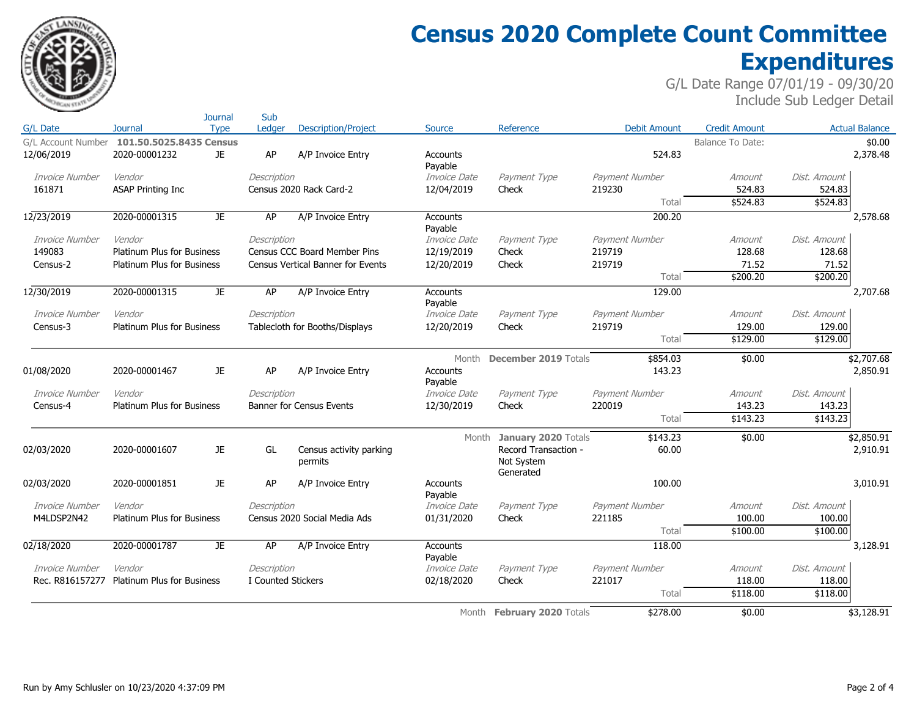# Census 2020 Complete Count Committee Expenditures

G/L Date Range 07/01/19 - 09/30/20
Include Sub Ledger Detail

| G/L Date | Journal | Journal Type | Sub Ledger | Description/Project | Source | Reference | Debit Amount | Credit Amount | Actual Balance |
|---|---|---|---|---|---|---|---|---|---|
| G/L Account Number | **101.50.5025.8435 Census** | | | | | | | Balance To Date: | $0.00 |
| 12/06/2019 | 2020-00001232 | JE | AP | A/P Invoice Entry | Accounts Payable | | 524.83 | | 2,378.48 |
| *Invoice Number* | *Vendor* | | *Description* | | *Invoice Date* | *Payment Type* | *Payment Number* | *Amount* | *Dist. Amount* |
| 161871 | ASAP Printing Inc | | Census 2020 Rack Card-2 | | 12/04/2019 | Check | 219230 | 524.83 | 524.83 |
| | | | | | | | Total | $524.83 | $524.83 |
| 12/23/2019 | 2020-00001315 | JE | AP | A/P Invoice Entry | Accounts Payable | | 200.20 | | 2,578.68 |
| *Invoice Number* | *Vendor* | | *Description* | | *Invoice Date* | *Payment Type* | *Payment Number* | *Amount* | *Dist. Amount* |
| 149083 | Platinum Plus for Business | | Census CCC Board Member Pins | | 12/19/2019 | Check | 219719 | 128.68 | 128.68 |
| Census-2 | Platinum Plus for Business | | Census Vertical Banner for Events | | 12/20/2019 | Check | 219719 | 71.52 | 71.52 |
| | | | | | | | Total | $200.20 | $200.20 |
| 12/30/2019 | 2020-00001315 | JE | AP | A/P Invoice Entry | Accounts Payable | | 129.00 | | 2,707.68 |
| *Invoice Number* | *Vendor* | | *Description* | | *Invoice Date* | *Payment Type* | *Payment Number* | *Amount* | *Dist. Amount* |
| Census-3 | Platinum Plus for Business | | Tablecloth for Booths/Displays | | 12/20/2019 | Check | 219719 | 129.00 | 129.00 |
| | | | | | | | Total | $129.00 | $129.00 |
| | | | | | Month | **December 2019** Totals | $854.03 | $0.00 | $2,707.68 |
| 01/08/2020 | 2020-00001467 | JE | AP | A/P Invoice Entry | Accounts Payable | | 143.23 | | 2,850.91 |
| *Invoice Number* | *Vendor* | | *Description* | | *Invoice Date* | *Payment Type* | *Payment Number* | *Amount* | *Dist. Amount* |
| Census-4 | Platinum Plus for Business | | Banner for Census Events | | 12/30/2019 | Check | 220019 | 143.23 | 143.23 |
| | | | | | | | Total | $143.23 | $143.23 |
| | | | | | Month | **January 2020** Totals | $143.23 | $0.00 | $2,850.91 |
| 02/03/2020 | 2020-00001607 | JE | GL | Census activity parking permits | | Record Transaction - Not System Generated | 60.00 | | 2,910.91 |
| 02/03/2020 | 2020-00001851 | JE | AP | A/P Invoice Entry | Accounts Payable | | 100.00 | | 3,010.91 |
| *Invoice Number* | *Vendor* | | *Description* | | *Invoice Date* | *Payment Type* | *Payment Number* | *Amount* | *Dist. Amount* |
| M4LDSP2N42 | Platinum Plus for Business | | Census 2020 Social Media Ads | | 01/31/2020 | Check | 221185 | 100.00 | 100.00 |
| | | | | | | | Total | $100.00 | $100.00 |
| 02/18/2020 | 2020-00001787 | JE | AP | A/P Invoice Entry | Accounts Payable | | 118.00 | | 3,128.91 |
| *Invoice Number* | *Vendor* | | *Description* | | *Invoice Date* | *Payment Type* | *Payment Number* | *Amount* | *Dist. Amount* |
| Rec. R816157277 | Platinum Plus for Business | | I Counted Stickers | | 02/18/2020 | Check | 221017 | 118.00 | 118.00 |
| | | | | | | | Total | $118.00 | $118.00 |
| | | | | | Month | **February 2020** Totals | $278.00 | $0.00 | $3,128.91 |

Run by Amy Schlusler on 10/23/2020 4:37:09 PM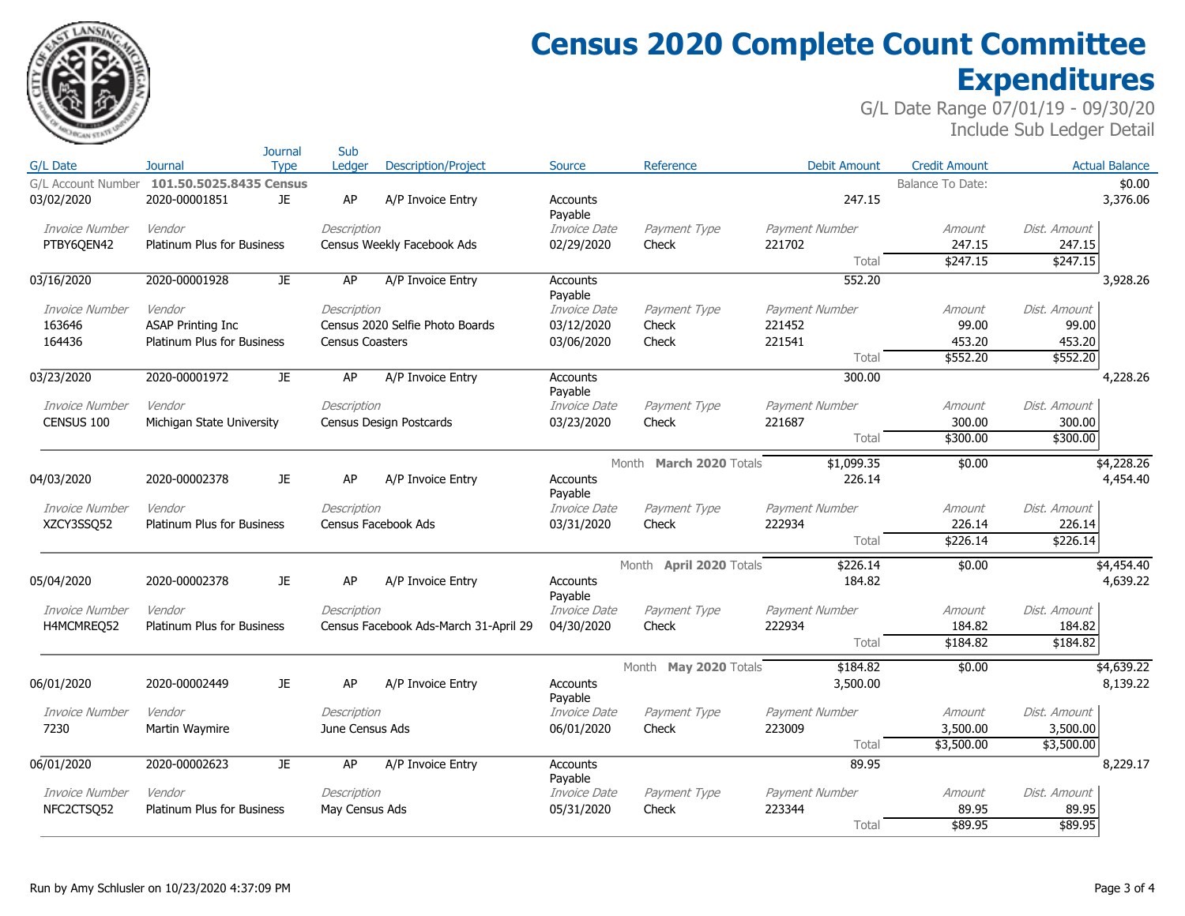# Census 2020 Complete Count Committee Expenditures

G/L Date Range 07/01/19 - 09/30/20
Include Sub Ledger Detail

| G/L Date | Journal | Journal Type | Sub Ledger | Description/Project | Source | Reference | Debit Amount | Credit Amount | Actual Balance |
|---|---|---|---|---|---|---|---|---|---|
| G/L Account Number | **101.50.5025.8435 Census** | | | | | | | Balance To Date: | $0.00 |
| 03/02/2020 | 2020-00001851 | JE | AP | A/P Invoice Entry | Accounts Payable | | 247.15 | | 3,376.06 |

| *Invoice Number* | *Vendor* | *Description* | *Invoice Date* | *Payment Type* | *Payment Number* | *Amount* | *Dist. Amount* |
|---|---|---|---|---|---|---|---|
| PTBY6QEN42 | Platinum Plus for Business | Census Weekly Facebook Ads | 02/29/2020 | Check | 221702 | 247.15 | 247.15 |
| | | | | | Total | $247.15 | $247.15 |

| G/L Date | Journal | Journal Type | Sub Ledger | Description/Project | Source | Reference | Debit Amount | Credit Amount | Actual Balance |
|---|---|---|---|---|---|---|---|---|---|
| 03/16/2020 | 2020-00001928 | JE | AP | A/P Invoice Entry | Accounts Payable | | 552.20 | | 3,928.26 |

| *Invoice Number* | *Vendor* | *Description* | *Invoice Date* | *Payment Type* | *Payment Number* | *Amount* | *Dist. Amount* |
|---|---|---|---|---|---|---|---|
| 163646 | ASAP Printing Inc | Census 2020 Selfie Photo Boards | 03/12/2020 | Check | 221452 | 99.00 | 99.00 |
| 164436 | Platinum Plus for Business | Census Coasters | 03/06/2020 | Check | 221541 | 453.20 | 453.20 |
| | | | | | Total | $552.20 | $552.20 |

| G/L Date | Journal | Journal Type | Sub Ledger | Description/Project | Source | Reference | Debit Amount | Credit Amount | Actual Balance |
|---|---|---|---|---|---|---|---|---|---|
| 03/23/2020 | 2020-00001972 | JE | AP | A/P Invoice Entry | Accounts Payable | | 300.00 | | 4,228.26 |

| *Invoice Number* | *Vendor* | *Description* | *Invoice Date* | *Payment Type* | *Payment Number* | *Amount* | *Dist. Amount* |
|---|---|---|---|---|---|---|---|
| CENSUS 100 | Michigan State University | Census Design Postcards | 03/23/2020 | Check | 221687 | 300.00 | 300.00 |
| | | | | | Total | $300.00 | $300.00 |

| | | | | | | | Debit Amount | Credit Amount | Actual Balance |
|---|---|---|---|---|---|---|---|---|---|
| | | | | | | Month **March 2020** Totals | $1,099.35 | $0.00 | $4,228.26 |
| 04/03/2020 | 2020-00002378 | JE | AP | A/P Invoice Entry | Accounts Payable | | 226.14 | | 4,454.40 |

| *Invoice Number* | *Vendor* | *Description* | *Invoice Date* | *Payment Type* | *Payment Number* | *Amount* | *Dist. Amount* |
|---|---|---|---|---|---|---|---|
| XZCY3SSQ52 | Platinum Plus for Business | Census Facebook Ads | 03/31/2020 | Check | 222934 | 226.14 | 226.14 |
| | | | | | Total | $226.14 | $226.14 |

| | | | | | | | Debit Amount | Credit Amount | Actual Balance |
|---|---|---|---|---|---|---|---|---|---|
| | | | | | | Month **April 2020** Totals | $226.14 | $0.00 | $4,454.40 |
| 05/04/2020 | 2020-00002378 | JE | AP | A/P Invoice Entry | Accounts Payable | | 184.82 | | 4,639.22 |

| *Invoice Number* | *Vendor* | *Description* | *Invoice Date* | *Payment Type* | *Payment Number* | *Amount* | *Dist. Amount* |
|---|---|---|---|---|---|---|---|
| H4MCMREQ52 | Platinum Plus for Business | Census Facebook Ads-March 31-April 29 | 04/30/2020 | Check | 222934 | 184.82 | 184.82 |
| | | | | | Total | $184.82 | $184.82 |

| | | | | | | | Debit Amount | Credit Amount | Actual Balance |
|---|---|---|---|---|---|---|---|---|---|
| | | | | | | Month **May 2020** Totals | $184.82 | $0.00 | $4,639.22 |
| 06/01/2020 | 2020-00002449 | JE | AP | A/P Invoice Entry | Accounts Payable | | 3,500.00 | | 8,139.22 |

| *Invoice Number* | *Vendor* | *Description* | *Invoice Date* | *Payment Type* | *Payment Number* | *Amount* | *Dist. Amount* |
|---|---|---|---|---|---|---|---|
| 7230 | Martin Waymire | June Census Ads | 06/01/2020 | Check | 223009 | 3,500.00 | 3,500.00 |
| | | | | | Total | $3,500.00 | $3,500.00 |

| G/L Date | Journal | Journal Type | Sub Ledger | Description/Project | Source | Reference | Debit Amount | Credit Amount | Actual Balance |
|---|---|---|---|---|---|---|---|---|---|
| 06/01/2020 | 2020-00002623 | JE | AP | A/P Invoice Entry | Accounts Payable | | 89.95 | | 8,229.17 |

| *Invoice Number* | *Vendor* | *Description* | *Invoice Date* | *Payment Type* | *Payment Number* | *Amount* | *Dist. Amount* |
|---|---|---|---|---|---|---|---|
| NFC2CTSQ52 | Platinum Plus for Business | May Census Ads | 05/31/2020 | Check | 223344 | 89.95 | 89.95 |
| | | | | | Total | $89.95 | $89.95 |

Run by Amy Schlusler on 10/23/2020 4:37:09 PM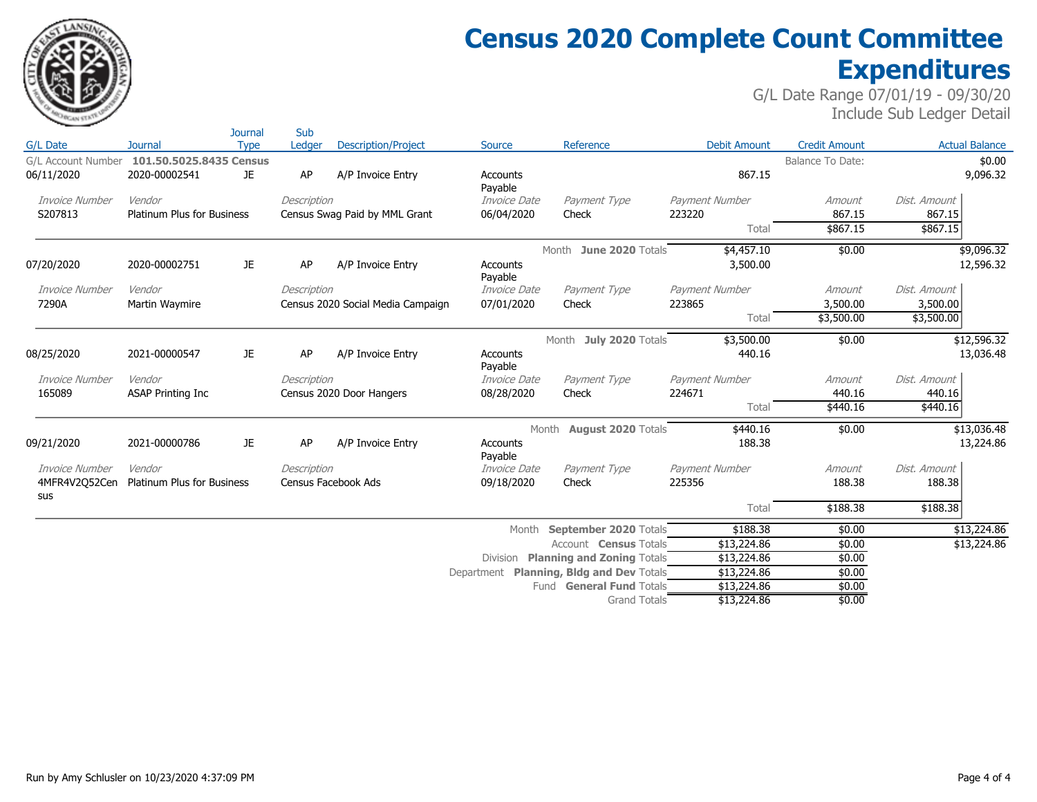# Census 2020 Complete Count Committee Expenditures

G/L Date Range 07/01/19 - 09/30/20
Include Sub Ledger Detail

| G/L Date | Journal | Journal Type | Sub Ledger | Description/Project | Source | Reference | Debit Amount | Credit Amount | Actual Balance |
|---|---|---|---|---|---|---|---|---|---|
| G/L Account Number | **101.50.5025.8435 Census** | | | | | | | Balance To Date: | $0.00 |
| 06/11/2020 | 2020-00002541 | JE | AP | A/P Invoice Entry | Accounts Payable | | 867.15 | | 9,096.32 |
| *Invoice Number* | *Vendor* | | *Description* | | *Invoice Date* | *Payment Type* | *Payment Number* | *Amount* | *Dist. Amount* |
| S207813 | Platinum Plus for Business | | Census Swag Paid by MML Grant | | 06/04/2020 | Check | 223220 | 867.15 | 867.15 |
| | | | | | | | Total | $867.15 | $867.15 |
| | | | | | | Month **June 2020** Totals | $4,457.10 | $0.00 | $9,096.32 |
| 07/20/2020 | 2020-00002751 | JE | AP | A/P Invoice Entry | Accounts Payable | | 3,500.00 | | 12,596.32 |
| *Invoice Number* | *Vendor* | | *Description* | | *Invoice Date* | *Payment Type* | *Payment Number* | *Amount* | *Dist. Amount* |
| 7290A | Martin Waymire | | Census 2020 Social Media Campaign | | 07/01/2020 | Check | 223865 | 3,500.00 | 3,500.00 |
| | | | | | | | Total | $3,500.00 | $3,500.00 |
| | | | | | | Month **July 2020** Totals | $3,500.00 | $0.00 | $12,596.32 |
| 08/25/2020 | 2021-00000547 | JE | AP | A/P Invoice Entry | Accounts Payable | | 440.16 | | 13,036.48 |
| *Invoice Number* | *Vendor* | | *Description* | | *Invoice Date* | *Payment Type* | *Payment Number* | *Amount* | *Dist. Amount* |
| 165089 | ASAP Printing Inc | | Census 2020 Door Hangers | | 08/28/2020 | Check | 224671 | 440.16 | 440.16 |
| | | | | | | | Total | $440.16 | $440.16 |
| | | | | | | Month **August 2020** Totals | $440.16 | $0.00 | $13,036.48 |
| 09/21/2020 | 2021-00000786 | JE | AP | A/P Invoice Entry | Accounts Payable | | 188.38 | | 13,224.86 |
| *Invoice Number* | *Vendor* | | *Description* | | *Invoice Date* | *Payment Type* | *Payment Number* | *Amount* | *Dist. Amount* |
| 4MFR4V2Q52Census | Platinum Plus for Business | | Census Facebook Ads | | 09/18/2020 | Check | 225356 | 188.38 | 188.38 |
| | | | | | | | Total | $188.38 | $188.38 |
| | | | | | | Month **September 2020** Totals | $188.38 | $0.00 | $13,224.86 |
| | | | | | | Account **Census** Totals | $13,224.86 | $0.00 | $13,224.86 |
| | | | | | | Division **Planning and Zoning** Totals | $13,224.86 | $0.00 | |
| | | | | | | Department **Planning, Bldg and Dev** Totals | $13,224.86 | $0.00 | |
| | | | | | | Fund **General Fund** Totals | $13,224.86 | $0.00 | |
| | | | | | | Grand Totals | $13,224.86 | $0.00 | |

Run by Amy Schlusler on 10/23/2020 4:37:09 PM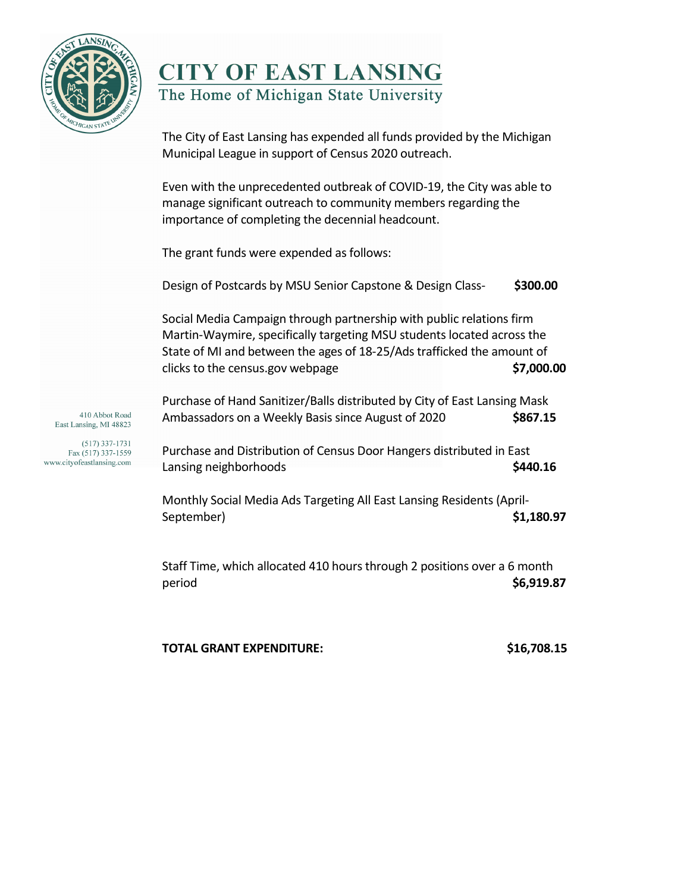# CITY OF EAST LANSING

The Home of Michigan State University

410 Abbot Road
East Lansing, MI 48823

(517) 337-1731
Fax (517) 337-1559
www.cityofeastlansing.com

The City of East Lansing has expended all funds provided by the Michigan Municipal League in support of Census 2020 outreach.

Even with the unprecedented outbreak of COVID-19, the City was able to manage significant outreach to community members regarding the importance of completing the decennial headcount.

The grant funds were expended as follows:

Design of Postcards by MSU Senior Capstone & Design Class- **$300.00**

Social Media Campaign through partnership with public relations firm Martin-Waymire, specifically targeting MSU students located across the State of MI and between the ages of 18-25/Ads trafficked the amount of clicks to the census.gov webpage **$7,000.00**

Purchase of Hand Sanitizer/Balls distributed by City of East Lansing Mask Ambassadors on a Weekly Basis since August of 2020 **$867.15**

Purchase and Distribution of Census Door Hangers distributed in East Lansing neighborhoods **$440.16**

Monthly Social Media Ads Targeting All East Lansing Residents (April-September) **$1,180.97**

Staff Time, which allocated 410 hours through 2 positions over a 6 month period **$6,919.87**

**TOTAL GRANT EXPENDITURE: $16,708.15**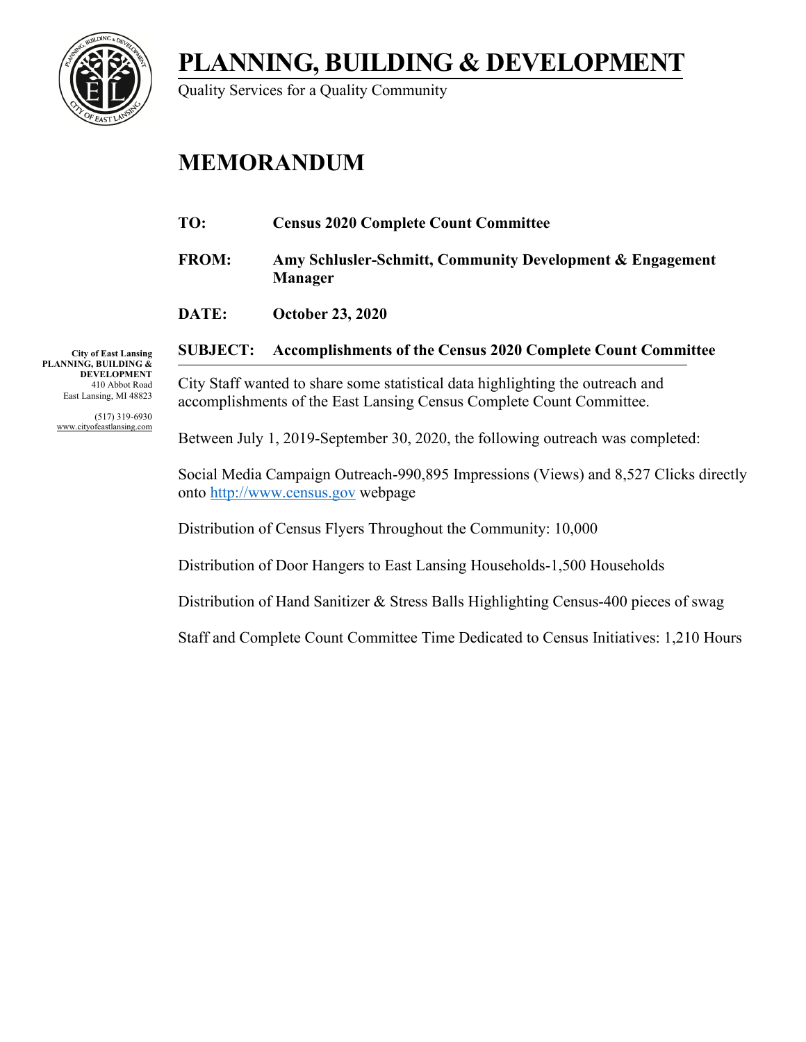# PLANNING, BUILDING & DEVELOPMENT

Quality Services for a Quality Community

# MEMORANDUM

**TO:** **Census 2020 Complete Count Committee**

**FROM:** **Amy Schlusler-Schmitt, Community Development & Engagement Manager**

**DATE:** **October 23, 2020**

**SUBJECT:** **Accomplishments of the Census 2020 Complete Count Committee**

**City of East Lansing**
**PLANNING, BUILDING & DEVELOPMENT**
410 Abbot Road
East Lansing, MI 48823

(517) 319-6930
www.cityofeastlansing.com

City Staff wanted to share some statistical data highlighting the outreach and accomplishments of the East Lansing Census Complete Count Committee.

Between July 1, 2019-September 30, 2020, the following outreach was completed:

Social Media Campaign Outreach-990,895 Impressions (Views) and 8,527 Clicks directly onto http://www.census.gov webpage

Distribution of Census Flyers Throughout the Community: 10,000

Distribution of Door Hangers to East Lansing Households-1,500 Households

Distribution of Hand Sanitizer & Stress Balls Highlighting Census-400 pieces of swag

Staff and Complete Count Committee Time Dedicated to Census Initiatives: 1,210 Hours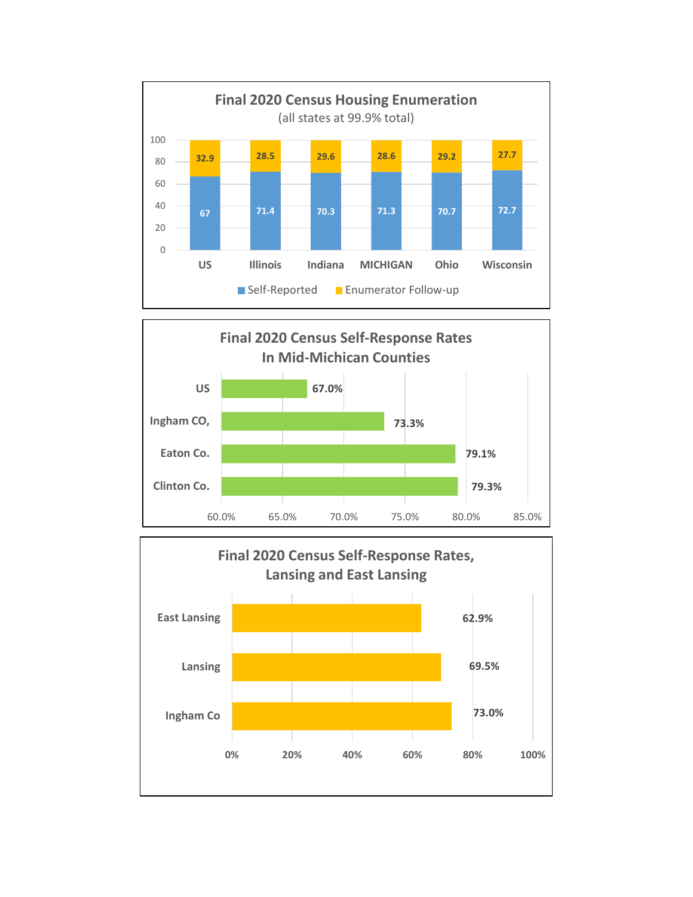## Final 2020 Census Housing Enumeration

(all states at 99.9% total)

| | Self-Reported | Enumerator Follow-up |
|---|---|---|
| US | 67 | 32.9 |
| Illinois | 71.4 | 28.5 |
| Indiana | 70.3 | 29.6 |
| MICHIGAN | 71.3 | 28.6 |
| Ohio | 70.7 | 29.2 |
| Wisconsin | 72.7 | 27.7 |

## Final 2020 Census Self-Response Rates In Mid-Michican Counties

| | Self-Response Rate |
|---|---|
| US | 67.0% |
| Ingham CO, | 73.3% |
| Eaton Co. | 79.1% |
| Clinton Co. | 79.3% |

## Final 2020 Census Self-Response Rates, Lansing and East Lansing

| | Self-Response Rate |
|---|---|
| East Lansing | 62.9% |
| Lansing | 69.5% |
| Ingham Co | 73.0% |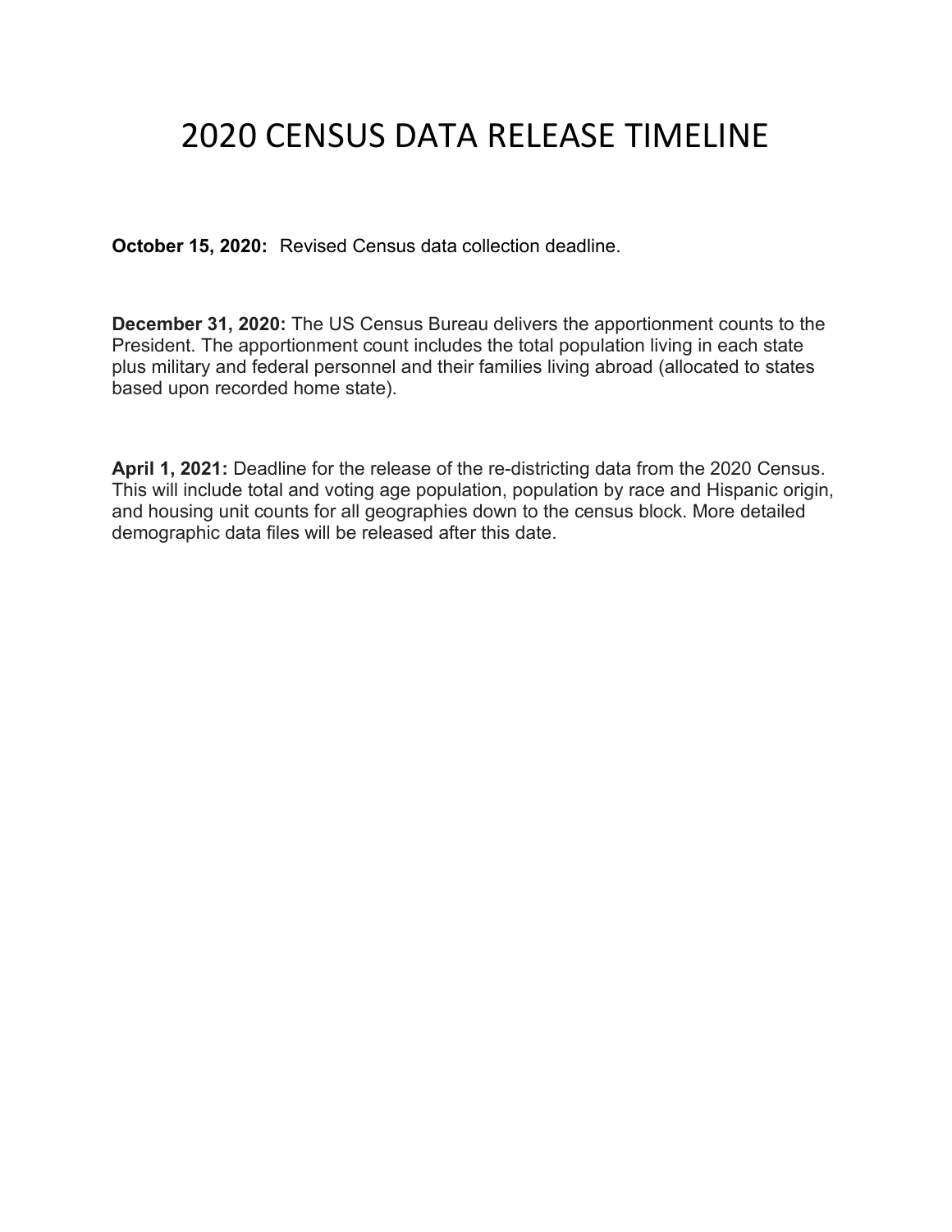# 2020 CENSUS DATA RELEASE TIMELINE

**October 15, 2020:** Revised Census data collection deadline.

**December 31, 2020:** The US Census Bureau delivers the apportionment counts to the President. The apportionment count includes the total population living in each state plus military and federal personnel and their families living abroad (allocated to states based upon recorded home state).

**April 1, 2021:** Deadline for the release of the re-districting data from the 2020 Census. This will include total and voting age population, population by race and Hispanic origin, and housing unit counts for all geographies down to the census block. More detailed demographic data files will be released after this date.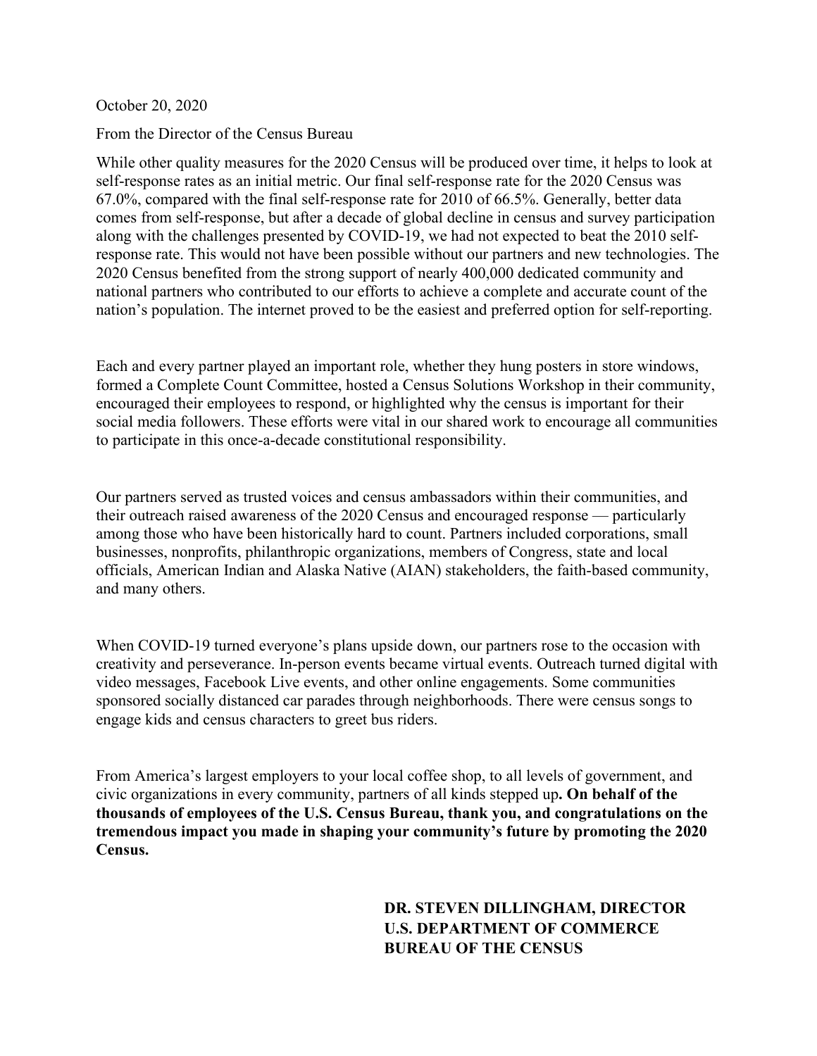October 20, 2020

From the Director of the Census Bureau

While other quality measures for the 2020 Census will be produced over time, it helps to look at self-response rates as an initial metric. Our final self-response rate for the 2020 Census was 67.0%, compared with the final self-response rate for 2010 of 66.5%. Generally, better data comes from self-response, but after a decade of global decline in census and survey participation along with the challenges presented by COVID-19, we had not expected to beat the 2010 self-response rate. This would not have been possible without our partners and new technologies. The 2020 Census benefited from the strong support of nearly 400,000 dedicated community and national partners who contributed to our efforts to achieve a complete and accurate count of the nation's population. The internet proved to be the easiest and preferred option for self-reporting.

Each and every partner played an important role, whether they hung posters in store windows, formed a Complete Count Committee, hosted a Census Solutions Workshop in their community, encouraged their employees to respond, or highlighted why the census is important for their social media followers. These efforts were vital in our shared work to encourage all communities to participate in this once-a-decade constitutional responsibility.

Our partners served as trusted voices and census ambassadors within their communities, and their outreach raised awareness of the 2020 Census and encouraged response — particularly among those who have been historically hard to count. Partners included corporations, small businesses, nonprofits, philanthropic organizations, members of Congress, state and local officials, American Indian and Alaska Native (AIAN) stakeholders, the faith-based community, and many others.

When COVID-19 turned everyone's plans upside down, our partners rose to the occasion with creativity and perseverance. In-person events became virtual events. Outreach turned digital with video messages, Facebook Live events, and other online engagements. Some communities sponsored socially distanced car parades through neighborhoods. There were census songs to engage kids and census characters to greet bus riders.

From America's largest employers to your local coffee shop, to all levels of government, and civic organizations in every community, partners of all kinds stepped up**. On behalf of the thousands of employees of the U.S. Census Bureau, thank you, and congratulations on the tremendous impact you made in shaping your community's future by promoting the 2020 Census.**

**DR. STEVEN DILLINGHAM, DIRECTOR**
**U.S. DEPARTMENT OF COMMERCE**
**BUREAU OF THE CENSUS**